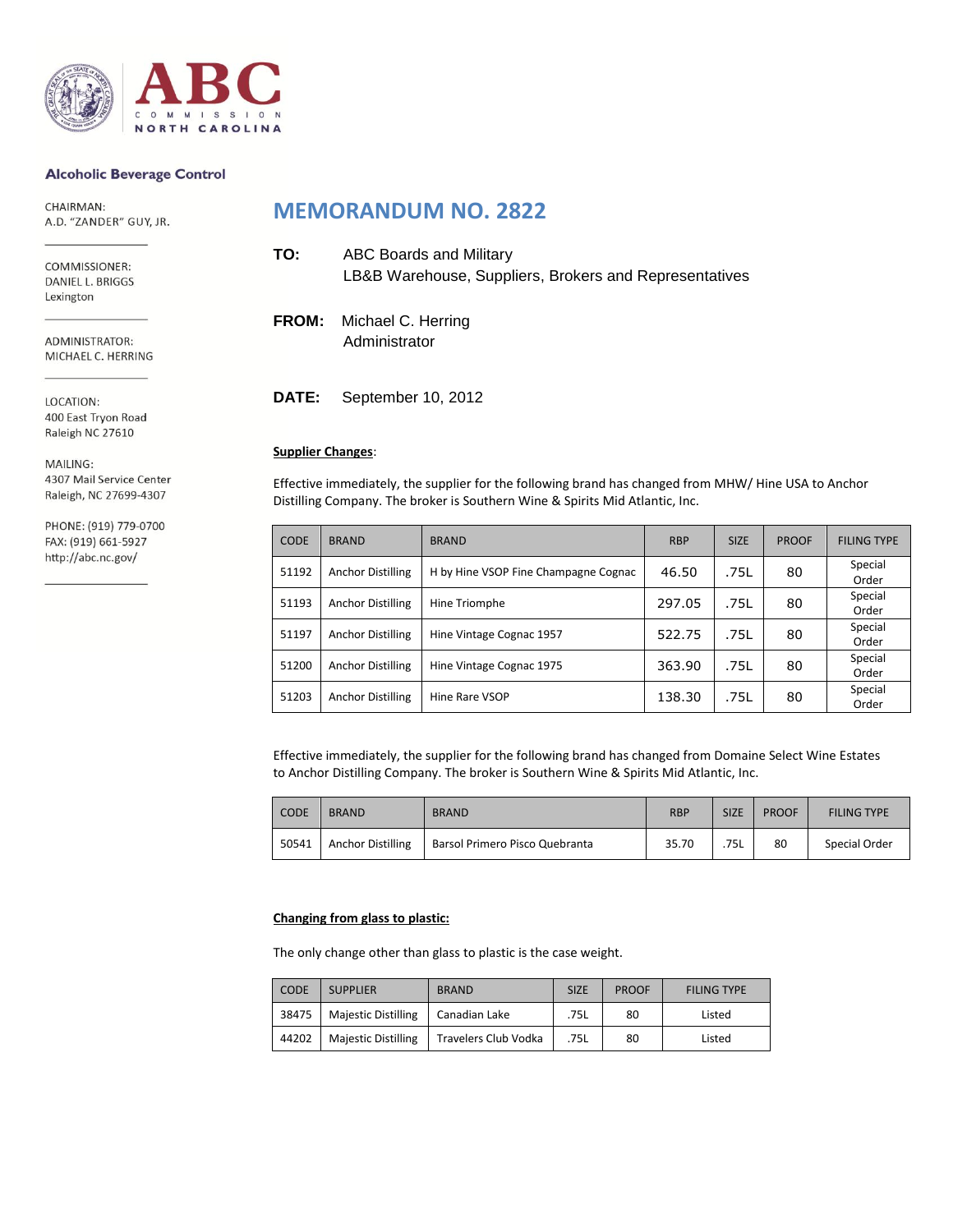ABC

COMMISSION

NORTH CAROLINA

**Alcoholic Beverage Control**

CHAIRMAN:
A.D. "ZANDER" GUY, JR.

COMMISSIONER:
DANIEL L. BRIGGS
Lexington

ADMINISTRATOR:
MICHAEL C. HERRING

LOCATION:
400 East Tryon Road
Raleigh NC 27610

MAILING:
4307 Mail Service Center
Raleigh, NC 27699-4307

PHONE: (919) 779-0700
FAX: (919) 661-5927
http://abc.nc.gov/

# MEMORANDUM NO. 2822

**TO:** ABC Boards and Military
LB&B Warehouse, Suppliers, Brokers and Representatives

**FROM:** Michael C. Herring
Administrator

**DATE:** September 10, 2012

**Supplier Changes**:

Effective immediately, the supplier for the following brand has changed from MHW/ Hine USA to Anchor Distilling Company. The broker is Southern Wine & Spirits Mid Atlantic, Inc.

| CODE | BRAND | BRAND | RBP | SIZE | PROOF | FILING TYPE |
|---|---|---|---|---|---|---|
| 51192 | Anchor Distilling | H by Hine VSOP Fine Champagne Cognac | 46.50 | .75L | 80 | Special Order |
| 51193 | Anchor Distilling | Hine Triomphe | 297.05 | .75L | 80 | Special Order |
| 51197 | Anchor Distilling | Hine Vintage Cognac 1957 | 522.75 | .75L | 80 | Special Order |
| 51200 | Anchor Distilling | Hine Vintage Cognac 1975 | 363.90 | .75L | 80 | Special Order |
| 51203 | Anchor Distilling | Hine Rare VSOP | 138.30 | .75L | 80 | Special Order |

Effective immediately, the supplier for the following brand has changed from Domaine Select Wine Estates to Anchor Distilling Company. The broker is Southern Wine & Spirits Mid Atlantic, Inc.

| CODE | BRAND | BRAND | RBP | SIZE | PROOF | FILING TYPE |
|---|---|---|---|---|---|---|
| 50541 | Anchor Distilling | Barsol Primero Pisco Quebranta | 35.70 | .75L | 80 | Special Order |

**Changing from glass to plastic:**

The only change other than glass to plastic is the case weight.

| CODE | SUPPLIER | BRAND | SIZE | PROOF | FILING TYPE |
|---|---|---|---|---|---|
| 38475 | Majestic Distilling | Canadian Lake | .75L | 80 | Listed |
| 44202 | Majestic Distilling | Travelers Club Vodka | .75L | 80 | Listed |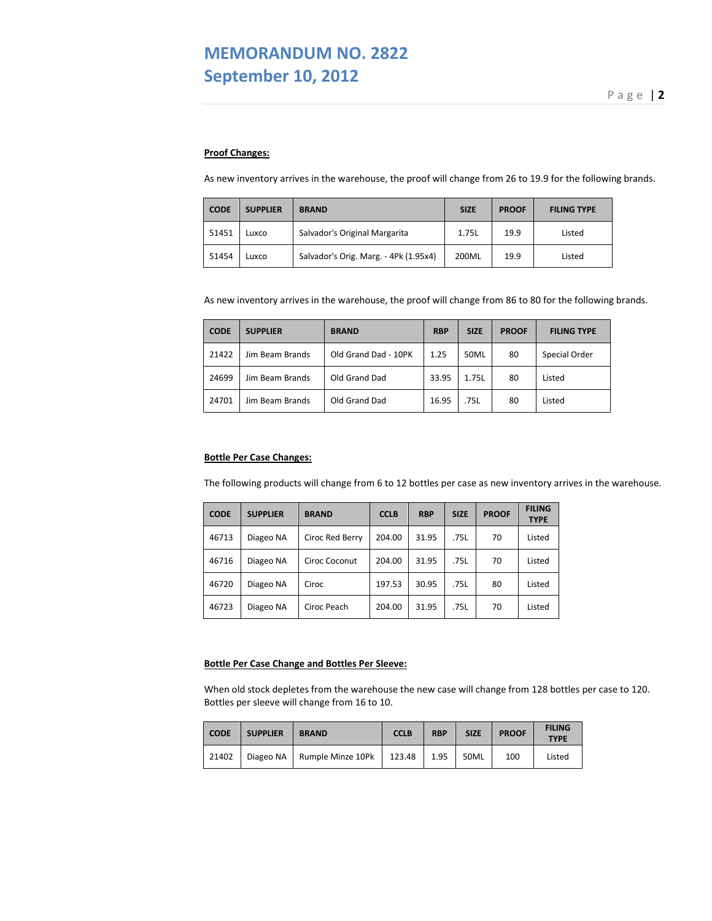**Proof Changes:**

As new inventory arrives in the warehouse, the proof will change from 26 to 19.9 for the following brands.

| CODE | SUPPLIER | BRAND | SIZE | PROOF | FILING TYPE |
|---|---|---|---|---|---|
| 51451 | Luxco | Salvador's Original Margarita | 1.75L | 19.9 | Listed |
| 51454 | Luxco | Salvador's Orig. Marg. - 4Pk (1.95x4) | 200ML | 19.9 | Listed |

As new inventory arrives in the warehouse, the proof will change from 86 to 80 for the following brands.

| CODE | SUPPLIER | BRAND | RBP | SIZE | PROOF | FILING TYPE |
|---|---|---|---|---|---|---|
| 21422 | Jim Beam Brands | Old Grand Dad - 10PK | 1.25 | 50ML | 80 | Special Order |
| 24699 | Jim Beam Brands | Old Grand Dad | 33.95 | 1.75L | 80 | Listed |
| 24701 | Jim Beam Brands | Old Grand Dad | 16.95 | .75L | 80 | Listed |

**Bottle Per Case Changes:**

The following products will change from 6 to 12 bottles per case as new inventory arrives in the warehouse.

| CODE | SUPPLIER | BRAND | CCLB | RBP | SIZE | PROOF | FILING TYPE |
|---|---|---|---|---|---|---|---|
| 46713 | Diageo NA | Ciroc Red Berry | 204.00 | 31.95 | .75L | 70 | Listed |
| 46716 | Diageo NA | Ciroc Coconut | 204.00 | 31.95 | .75L | 70 | Listed |
| 46720 | Diageo NA | Ciroc | 197.53 | 30.95 | .75L | 80 | Listed |
| 46723 | Diageo NA | Ciroc Peach | 204.00 | 31.95 | .75L | 70 | Listed |

**Bottle Per Case Change and Bottles Per Sleeve:**

When old stock depletes from the warehouse the new case will change from 128 bottles per case to 120. Bottles per sleeve will change from 16 to 10.

| CODE | SUPPLIER | BRAND | CCLB | RBP | SIZE | PROOF | FILING TYPE |
|---|---|---|---|---|---|---|---|
| 21402 | Diageo NA | Rumple Minze 10Pk | 123.48 | 1.95 | 50ML | 100 | Listed |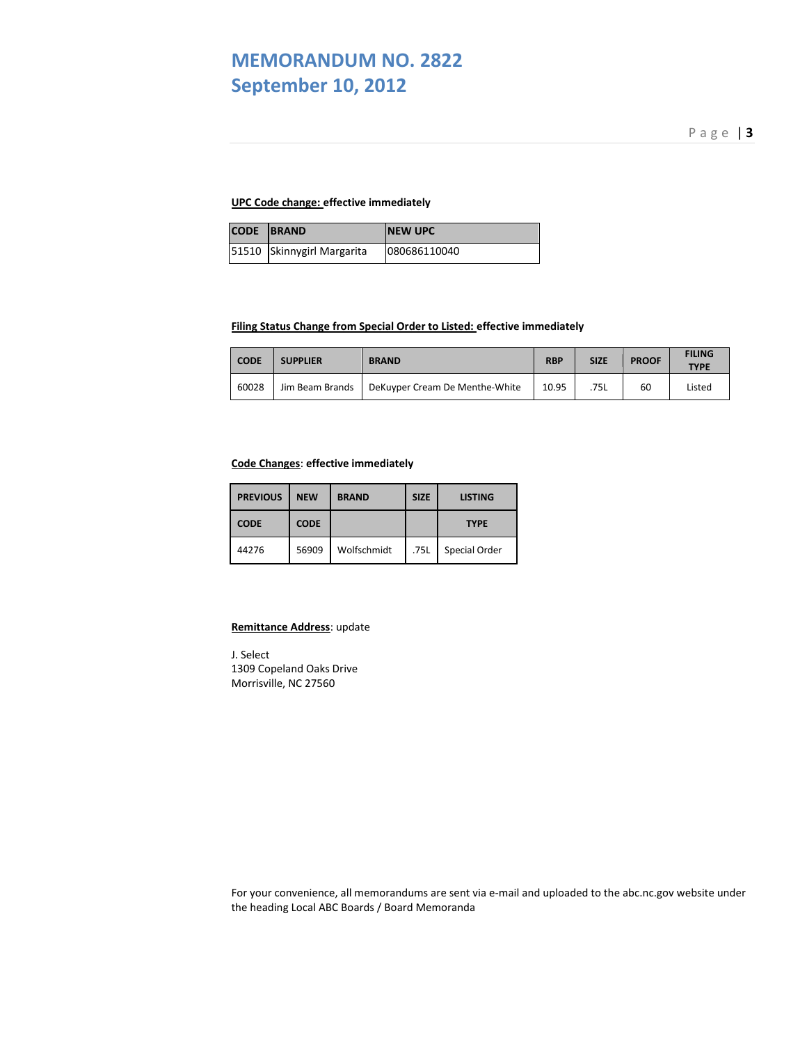**UPC Code change: effective immediately**

| CODE | BRAND | NEW UPC |
|---|---|---|
| 51510 | Skinnygirl Margarita | 080686110040 |

**Filing Status Change from Special Order to Listed: effective immediately**

| CODE | SUPPLIER | BRAND | RBP | SIZE | PROOF | FILING TYPE |
|---|---|---|---|---|---|---|
| 60028 | Jim Beam Brands | DeKuyper Cream De Menthe-White | 10.95 | .75L | 60 | Listed |

**Code Changes: effective immediately**

| PREVIOUS | NEW | BRAND | SIZE | LISTING |
|---|---|---|---|---|
| CODE | CODE | | | TYPE |
| 44276 | 56909 | Wolfschmidt | .75L | Special Order |

**Remittance Address**: update

J. Select
1309 Copeland Oaks Drive
Morrisville, NC 27560

For your convenience, all memorandums are sent via e-mail and uploaded to the abc.nc.gov website under the heading Local ABC Boards / Board Memoranda